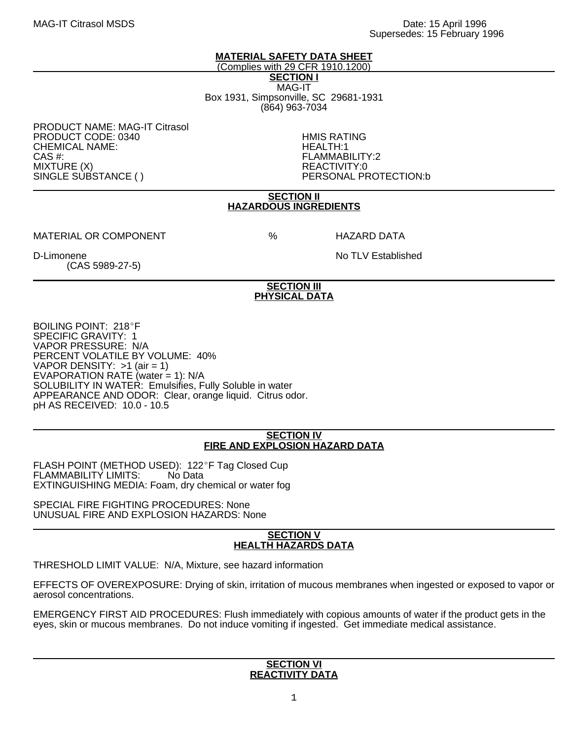MAG-IT Citrasol MSDS

Date: 15 April 1996
Supersedes: 15 February 1996

# MATERIAL SAFETY DATA SHEET

(Complies with 29 CFR 1910.1200)

## SECTION I

MAG-IT
Box 1931, Simpsonville, SC 29681-1931
(864) 963-7034

PRODUCT NAME: MAG-IT Citrasol
PRODUCT CODE: 0340
CHEMICAL NAME:
CAS #:
MIXTURE (X)
SINGLE SUBSTANCE ( )

HMIS RATING
HEALTH:1
FLAMMABILITY:2
REACTIVITY:0
PERSONAL PROTECTION:b

## SECTION II
## HAZARDOUS INGREDIENTS

| MATERIAL OR COMPONENT | % | HAZARD DATA |
|---|---|---|
| D-Limonene (CAS 5989-27-5) | | No TLV Established |

## SECTION III
## PHYSICAL DATA

BOILING POINT: 218°F
SPECIFIC GRAVITY: 1
VAPOR PRESSURE: N/A
PERCENT VOLATILE BY VOLUME: 40%
VAPOR DENSITY: >1 (air = 1)
EVAPORATION RATE (water = 1): N/A
SOLUBILITY IN WATER: Emulsifies, Fully Soluble in water
APPEARANCE AND ODOR: Clear, orange liquid. Citrus odor.
pH AS RECEIVED: 10.0 - 10.5

## SECTION IV
## FIRE AND EXPLOSION HAZARD DATA

FLASH POINT (METHOD USED): 122°F Tag Closed Cup
FLAMMABILITY LIMITS: No Data
EXTINGUISHING MEDIA: Foam, dry chemical or water fog

SPECIAL FIRE FIGHTING PROCEDURES: None
UNUSUAL FIRE AND EXPLOSION HAZARDS: None

## SECTION V
## HEALTH HAZARDS DATA

THRESHOLD LIMIT VALUE: N/A, Mixture, see hazard information

EFFECTS OF OVEREXPOSURE: Drying of skin, irritation of mucous membranes when ingested or exposed to vapor or aerosol concentrations.

EMERGENCY FIRST AID PROCEDURES: Flush immediately with copious amounts of water if the product gets in the eyes, skin or mucous membranes. Do not induce vomiting if ingested. Get immediate medical assistance.

## SECTION VI
## REACTIVITY DATA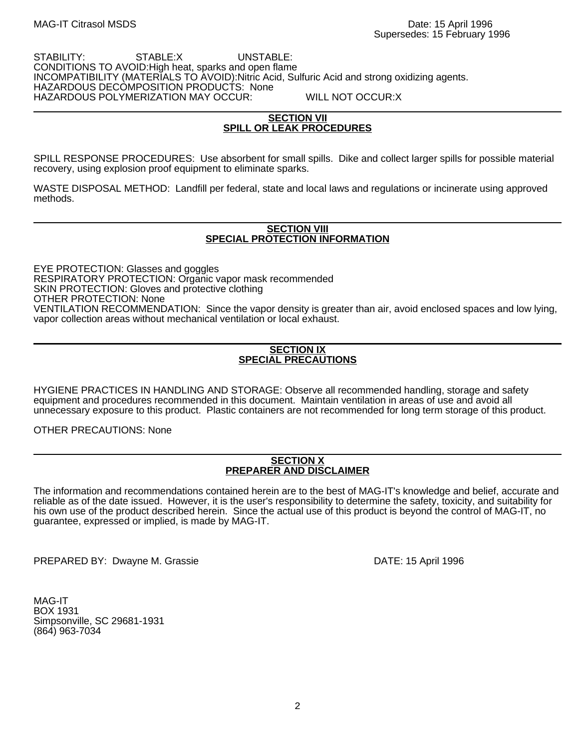STABILITY: STABLE:X UNSTABLE:
CONDITIONS TO AVOID:High heat, sparks and open flame
INCOMPATIBILITY (MATERIALS TO AVOID):Nitric Acid, Sulfuric Acid and strong oxidizing agents.
HAZARDOUS DECOMPOSITION PRODUCTS: None
HAZARDOUS POLYMERIZATION MAY OCCUR: WILL NOT OCCUR:X

## SECTION VII
## SPILL OR LEAK PROCEDURES

SPILL RESPONSE PROCEDURES: Use absorbent for small spills. Dike and collect larger spills for possible material recovery, using explosion proof equipment to eliminate sparks.

WASTE DISPOSAL METHOD: Landfill per federal, state and local laws and regulations or incinerate using approved methods.

## SECTION VIII
## SPECIAL PROTECTION INFORMATION

EYE PROTECTION: Glasses and goggles
RESPIRATORY PROTECTION: Organic vapor mask recommended
SKIN PROTECTION: Gloves and protective clothing
OTHER PROTECTION: None
VENTILATION RECOMMENDATION: Since the vapor density is greater than air, avoid enclosed spaces and low lying, vapor collection areas without mechanical ventilation or local exhaust.

## SECTION IX
## SPECIAL PRECAUTIONS

HYGIENE PRACTICES IN HANDLING AND STORAGE: Observe all recommended handling, storage and safety equipment and procedures recommended in this document. Maintain ventilation in areas of use and avoid all unnecessary exposure to this product. Plastic containers are not recommended for long term storage of this product.

OTHER PRECAUTIONS: None

## SECTION X
## PREPARER AND DISCLAIMER

The information and recommendations contained herein are to the best of MAG-IT's knowledge and belief, accurate and reliable as of the date issued. However, it is the user's responsibility to determine the safety, toxicity, and suitability for his own use of the product described herein. Since the actual use of this product is beyond the control of MAG-IT, no guarantee, expressed or implied, is made by MAG-IT.

PREPARED BY: Dwayne M. Grassie DATE: 15 April 1996

MAG-IT
BOX 1931
Simpsonville, SC 29681-1931
(864) 963-7034